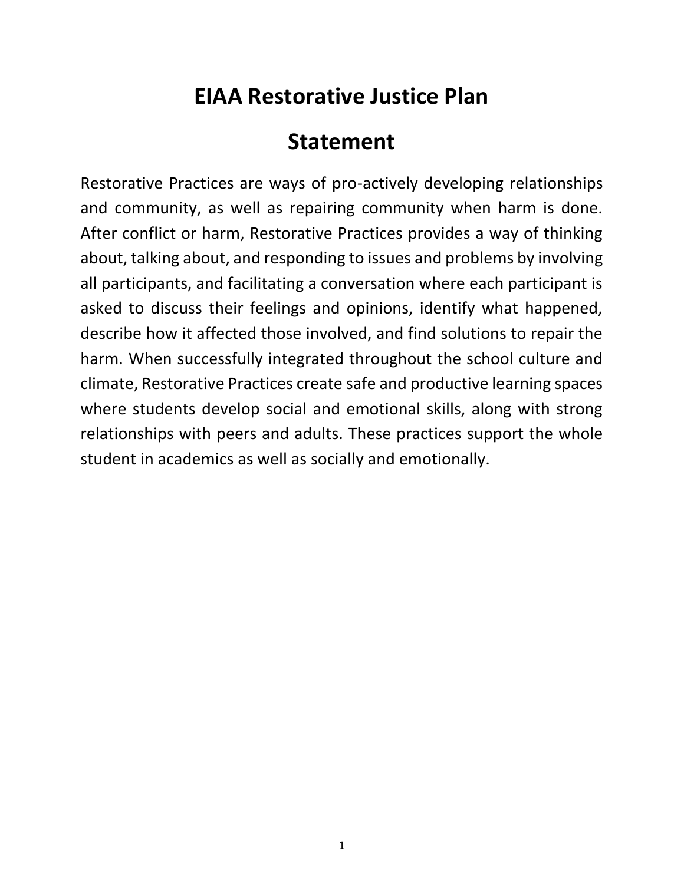# EIAA Restorative Justice Plan

## Statement

Restorative Practices are ways of pro-actively developing relationships and community, as well as repairing community when harm is done. After conflict or harm, Restorative Practices provides a way of thinking about, talking about, and responding to issues and problems by involving all participants, and facilitating a conversation where each participant is asked to discuss their feelings and opinions, identify what happened, describe how it affected those involved, and find solutions to repair the harm. When successfully integrated throughout the school culture and climate, Restorative Practices create safe and productive learning spaces where students develop social and emotional skills, along with strong relationships with peers and adults. These practices support the whole student in academics as well as socially and emotionally.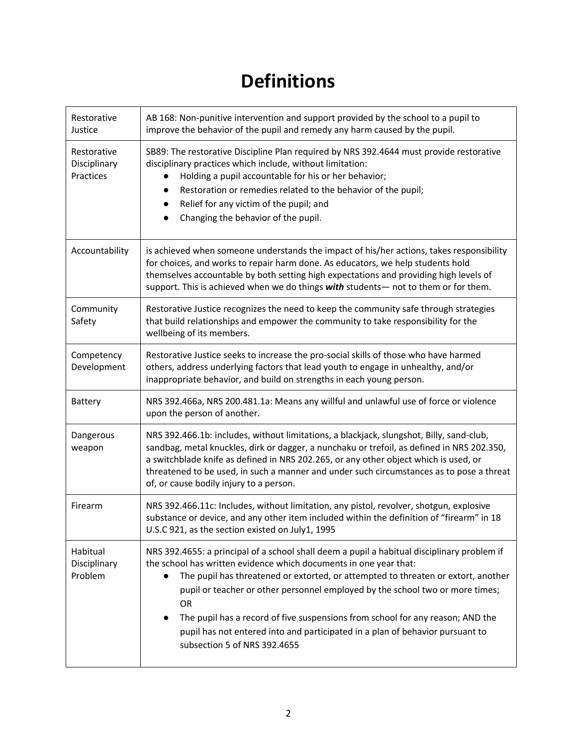# Definitions

| | |
|---|---|
| Restorative Justice | AB 168: Non-punitive intervention and support provided by the school to a pupil to improve the behavior of the pupil and remedy any harm caused by the pupil. |
| Restorative Disciplinary Practices | SB89: The restorative Discipline Plan required by NRS 392.4644 must provide restorative disciplinary practices which include, without limitation:<br>● Holding a pupil accountable for his or her behavior;<br>● Restoration or remedies related to the behavior of the pupil;<br>● Relief for any victim of the pupil; and<br>● Changing the behavior of the pupil. |
| Accountability | is achieved when someone understands the impact of his/her actions, takes responsibility for choices, and works to repair harm done. As educators, we help students hold themselves accountable by both setting high expectations and providing high levels of support. This is achieved when we do things ***with*** students— not to them or for them. |
| Community Safety | Restorative Justice recognizes the need to keep the community safe through strategies that build relationships and empower the community to take responsibility for the wellbeing of its members. |
| Competency Development | Restorative Justice seeks to increase the pro-social skills of those who have harmed others, address underlying factors that lead youth to engage in unhealthy, and/or inappropriate behavior, and build on strengths in each young person. |
| Battery | NRS 392.466a, NRS 200.481.1a: Means any willful and unlawful use of force or violence upon the person of another. |
| Dangerous weapon | NRS 392.466.1b: includes, without limitations, a blackjack, slungshot, Billy, sand-club, sandbag, metal knuckles, dirk or dagger, a nunchaku or trefoil, as defined in NRS 202.350, a switchblade knife as defined in NRS 202.265, or any other object which is used, or threatened to be used, in such a manner and under such circumstances as to pose a threat of, or cause bodily injury to a person. |
| Firearm | NRS 392.466.11c: Includes, without limitation, any pistol, revolver, shotgun, explosive substance or device, and any other item included within the definition of "firearm" in 18 U.S.C 921, as the section existed on July1, 1995 |
| Habitual Disciplinary Problem | NRS 392.4655: a principal of a school shall deem a pupil a habitual disciplinary problem if the school has written evidence which documents in one year that:<br>● The pupil has threatened or extorted, or attempted to threaten or extort, another pupil or teacher or other personnel employed by the school two or more times; OR<br>● The pupil has a record of five suspensions from school for any reason; AND the pupil has not entered into and participated in a plan of behavior pursuant to subsection 5 of NRS 392.4655 |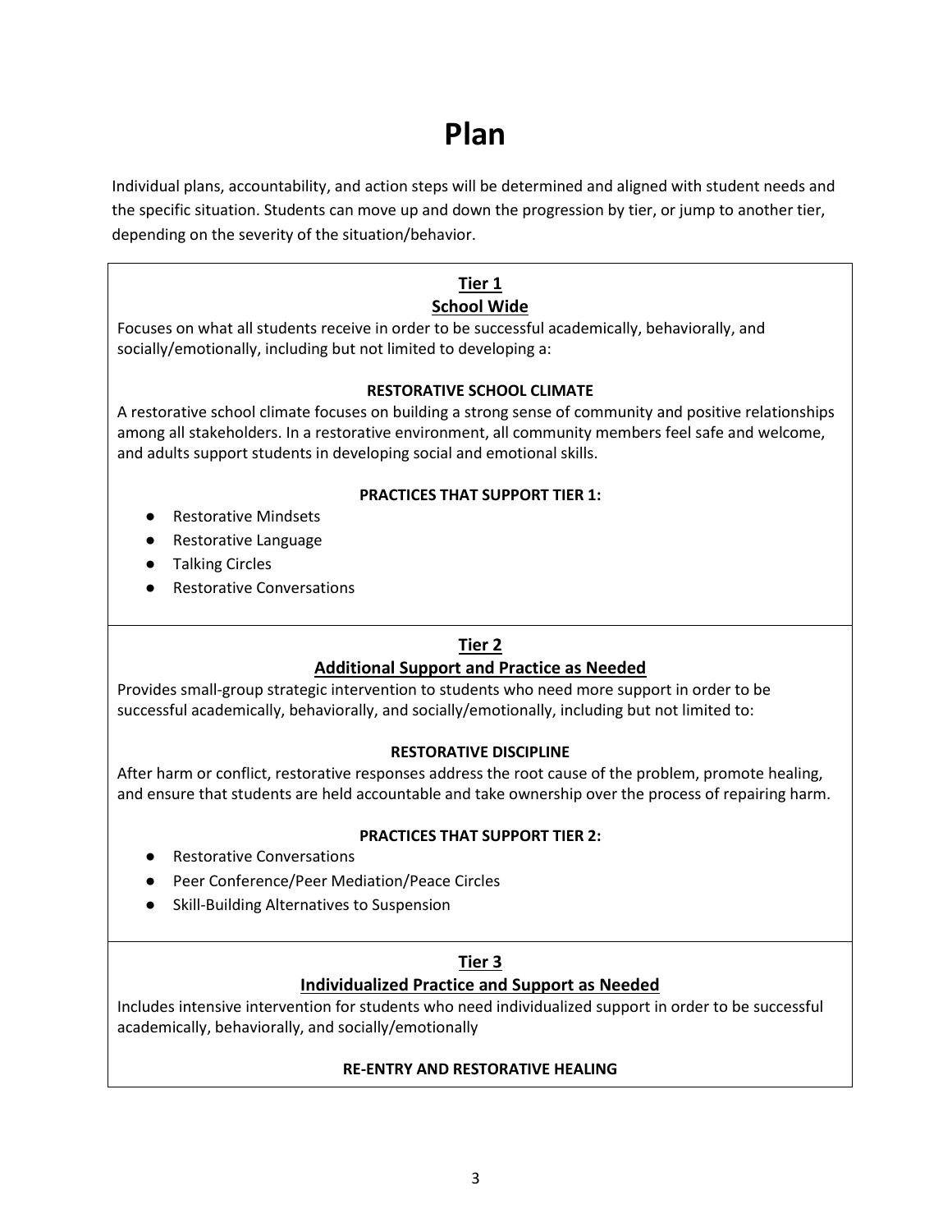# Plan

Individual plans, accountability, and action steps will be determined and aligned with student needs and the specific situation. Students can move up and down the progression by tier, or jump to another tier, depending on the severity of the situation/behavior.

## Tier 1
### School Wide

Focuses on what all students receive in order to be successful academically, behaviorally, and socially/emotionally, including but not limited to developing a:

**RESTORATIVE SCHOOL CLIMATE**

A restorative school climate focuses on building a strong sense of community and positive relationships among all stakeholders. In a restorative environment, all community members feel safe and welcome, and adults support students in developing social and emotional skills.

**PRACTICES THAT SUPPORT TIER 1:**

- Restorative Mindsets
- Restorative Language
- Talking Circles
- Restorative Conversations

## Tier 2
### Additional Support and Practice as Needed

Provides small-group strategic intervention to students who need more support in order to be successful academically, behaviorally, and socially/emotionally, including but not limited to:

**RESTORATIVE DISCIPLINE**

After harm or conflict, restorative responses address the root cause of the problem, promote healing, and ensure that students are held accountable and take ownership over the process of repairing harm.

**PRACTICES THAT SUPPORT TIER 2:**

- Restorative Conversations
- Peer Conference/Peer Mediation/Peace Circles
- Skill-Building Alternatives to Suspension

## Tier 3
### Individualized Practice and Support as Needed

Includes intensive intervention for students who need individualized support in order to be successful academically, behaviorally, and socially/emotionally

**RE-ENTRY AND RESTORATIVE HEALING**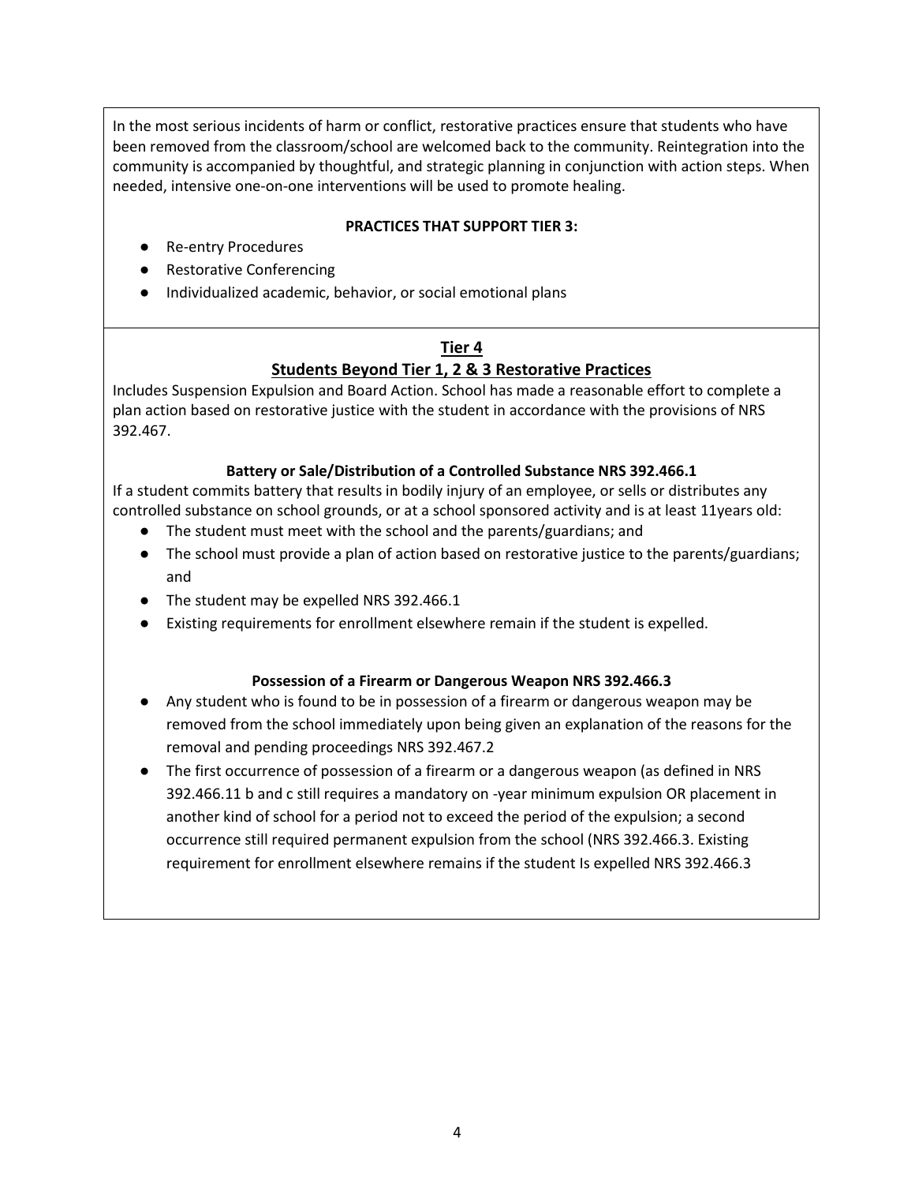In the most serious incidents of harm or conflict, restorative practices ensure that students who have been removed from the classroom/school are welcomed back to the community. Reintegration into the community is accompanied by thoughtful, and strategic planning in conjunction with action steps. When needed, intensive one-on-one interventions will be used to promote healing.

**PRACTICES THAT SUPPORT TIER 3:**

- Re-entry Procedures
- Restorative Conferencing
- Individualized academic, behavior, or social emotional plans

## Tier 4

## Students Beyond Tier 1, 2 & 3 Restorative Practices

Includes Suspension Expulsion and Board Action. School has made a reasonable effort to complete a plan action based on restorative justice with the student in accordance with the provisions of NRS 392.467.

**Battery or Sale/Distribution of a Controlled Substance NRS 392.466.1**

If a student commits battery that results in bodily injury of an employee, or sells or distributes any controlled substance on school grounds, or at a school sponsored activity and is at least 11years old:

- The student must meet with the school and the parents/guardians; and
- The school must provide a plan of action based on restorative justice to the parents/guardians; and
- The student may be expelled NRS 392.466.1
- Existing requirements for enrollment elsewhere remain if the student is expelled.

**Possession of a Firearm or Dangerous Weapon NRS 392.466.3**

- Any student who is found to be in possession of a firearm or dangerous weapon may be removed from the school immediately upon being given an explanation of the reasons for the removal and pending proceedings NRS 392.467.2
- The first occurrence of possession of a firearm or a dangerous weapon (as defined in NRS 392.466.11 b and c still requires a mandatory on -year minimum expulsion OR placement in another kind of school for a period not to exceed the period of the expulsion; a second occurrence still required permanent expulsion from the school (NRS 392.466.3. Existing requirement for enrollment elsewhere remains if the student Is expelled NRS 392.466.3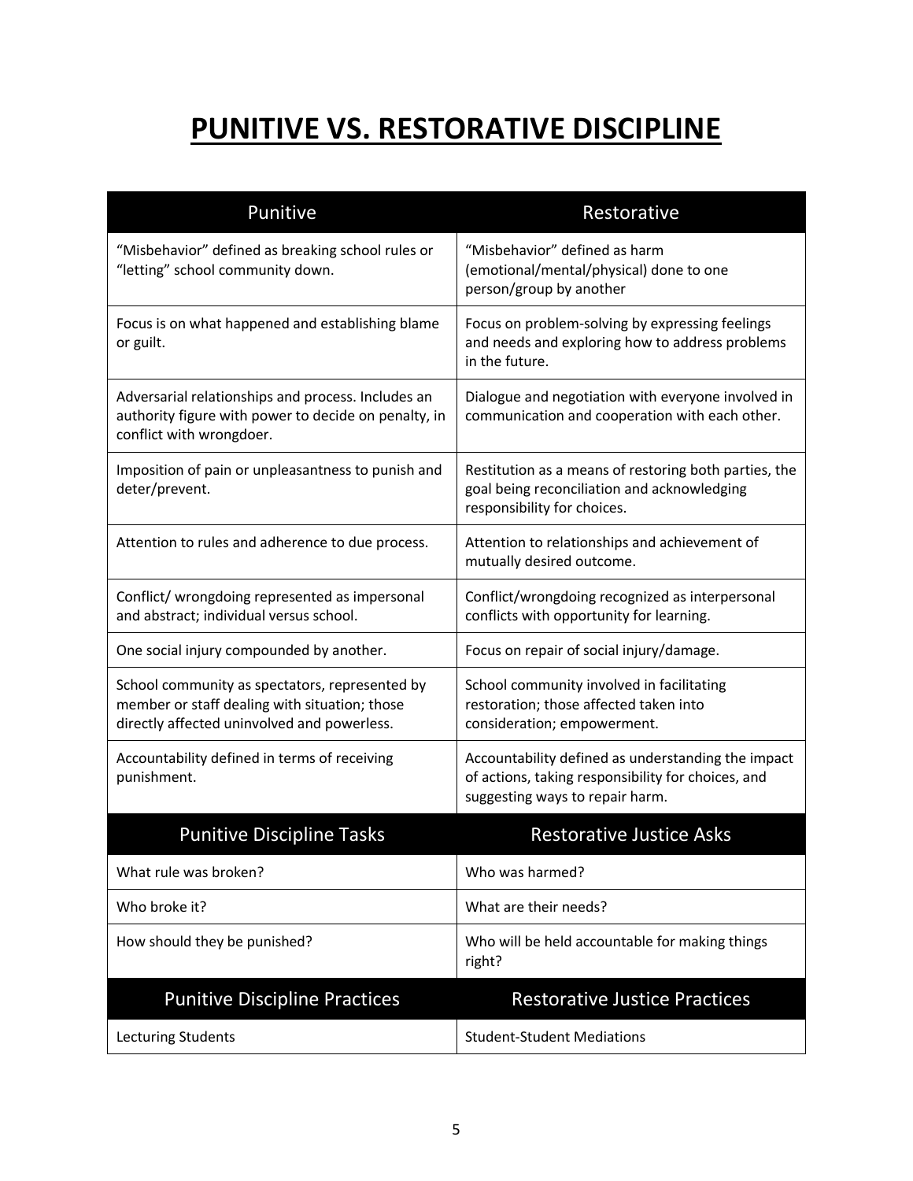# PUNITIVE VS. RESTORATIVE DISCIPLINE

| Punitive | Restorative |
|---|---|
| "Misbehavior" defined as breaking school rules or "letting" school community down. | "Misbehavior" defined as harm (emotional/mental/physical) done to one person/group by another |
| Focus is on what happened and establishing blame or guilt. | Focus on problem-solving by expressing feelings and needs and exploring how to address problems in the future. |
| Adversarial relationships and process. Includes an authority figure with power to decide on penalty, in conflict with wrongdoer. | Dialogue and negotiation with everyone involved in communication and cooperation with each other. |
| Imposition of pain or unpleasantness to punish and deter/prevent. | Restitution as a means of restoring both parties, the goal being reconciliation and acknowledging responsibility for choices. |
| Attention to rules and adherence to due process. | Attention to relationships and achievement of mutually desired outcome. |
| Conflict/ wrongdoing represented as impersonal and abstract; individual versus school. | Conflict/wrongdoing recognized as interpersonal conflicts with opportunity for learning. |
| One social injury compounded by another. | Focus on repair of social injury/damage. |
| School community as spectators, represented by member or staff dealing with situation; those directly affected uninvolved and powerless. | School community involved in facilitating restoration; those affected taken into consideration; empowerment. |
| Accountability defined in terms of receiving punishment. | Accountability defined as understanding the impact of actions, taking responsibility for choices, and suggesting ways to repair harm. |
| **Punitive Discipline Tasks** | **Restorative Justice Asks** |
| What rule was broken? | Who was harmed? |
| Who broke it? | What are their needs? |
| How should they be punished? | Who will be held accountable for making things right? |
| **Punitive Discipline Practices** | **Restorative Justice Practices** |
| Lecturing Students | Student-Student Mediations |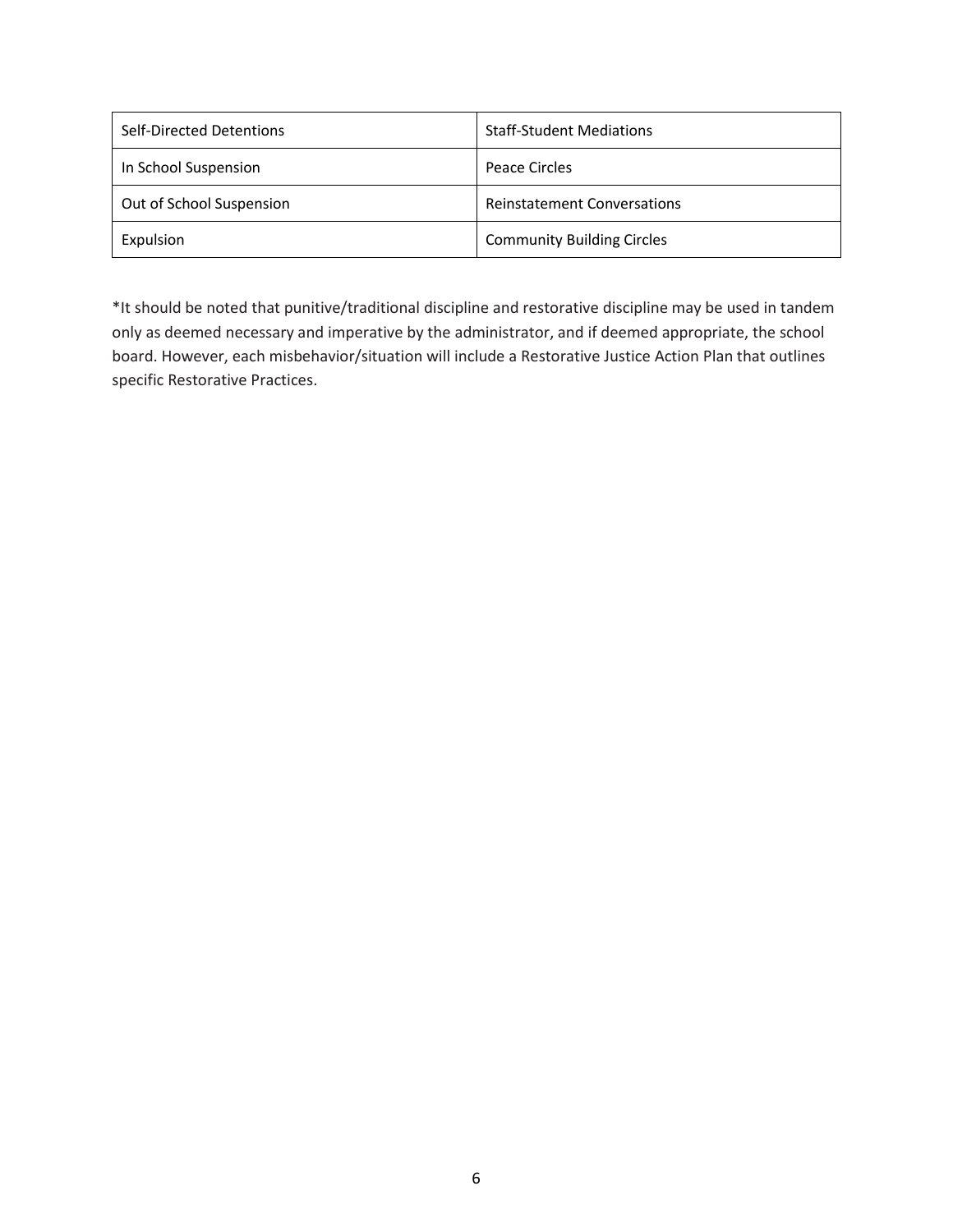| Self-Directed Detentions | Staff-Student Mediations |
|---|---|
| In School Suspension | Peace Circles |
| Out of School Suspension | Reinstatement Conversations |
| Expulsion | Community Building Circles |

*It should be noted that punitive/traditional discipline and restorative discipline may be used in tandem only as deemed necessary and imperative by the administrator, and if deemed appropriate, the school board. However, each misbehavior/situation will include a Restorative Justice Action Plan that outlines specific Restorative Practices.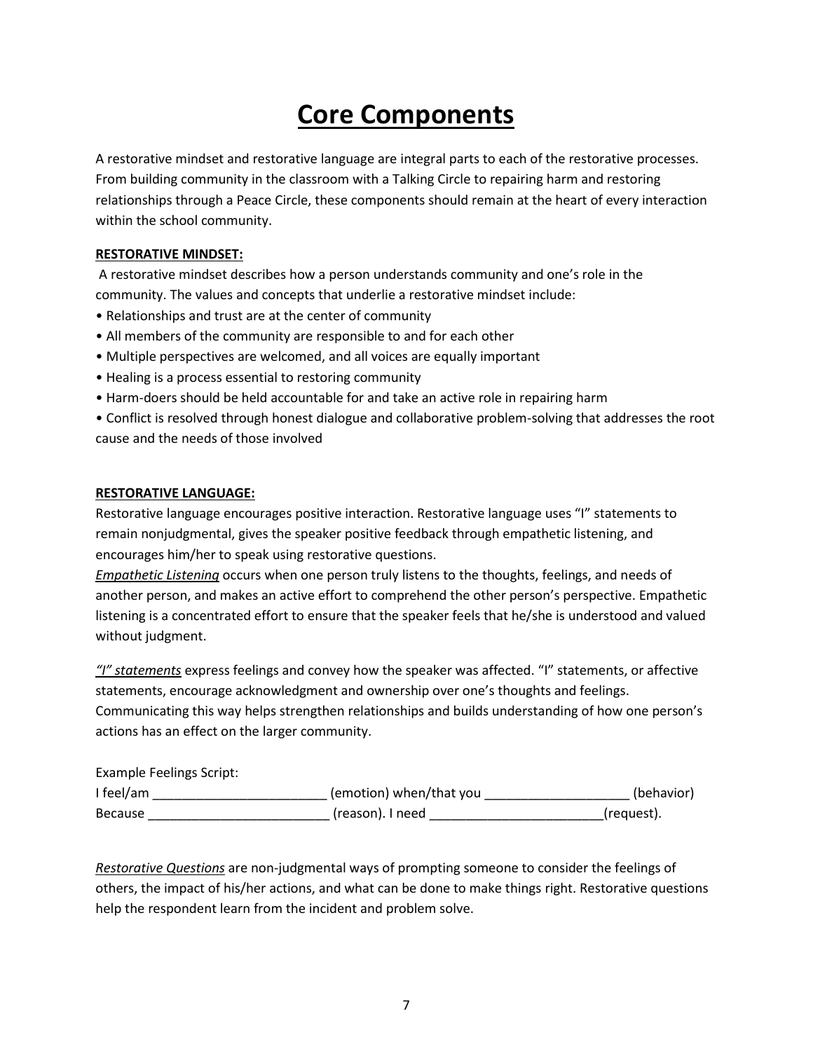# Core Components

A restorative mindset and restorative language are integral parts to each of the restorative processes. From building community in the classroom with a Talking Circle to repairing harm and restoring relationships through a Peace Circle, these components should remain at the heart of every interaction within the school community.

**RESTORATIVE MINDSET:**

A restorative mindset describes how a person understands community and one's role in the community. The values and concepts that underlie a restorative mindset include:

- Relationships and trust are at the center of community
- All members of the community are responsible to and for each other
- Multiple perspectives are welcomed, and all voices are equally important
- Healing is a process essential to restoring community
- Harm-doers should be held accountable for and take an active role in repairing harm
- Conflict is resolved through honest dialogue and collaborative problem-solving that addresses the root cause and the needs of those involved

**RESTORATIVE LANGUAGE:**

Restorative language encourages positive interaction. Restorative language uses "I" statements to remain nonjudgmental, gives the speaker positive feedback through empathetic listening, and encourages him/her to speak using restorative questions.

*Empathetic Listening* occurs when one person truly listens to the thoughts, feelings, and needs of another person, and makes an active effort to comprehend the other person's perspective. Empathetic listening is a concentrated effort to ensure that the speaker feels that he/she is understood and valued without judgment.

*"I" statements* express feelings and convey how the speaker was affected. "I" statements, or affective statements, encourage acknowledgment and ownership over one's thoughts and feelings. Communicating this way helps strengthen relationships and builds understanding of how one person's actions has an effect on the larger community.

Example Feelings Script:

I feel/am ________________________ (emotion) when/that you ____________________ (behavior)
Because _________________________ (reason). I need ________________________(request).

*Restorative Questions* are non-judgmental ways of prompting someone to consider the feelings of others, the impact of his/her actions, and what can be done to make things right. Restorative questions help the respondent learn from the incident and problem solve.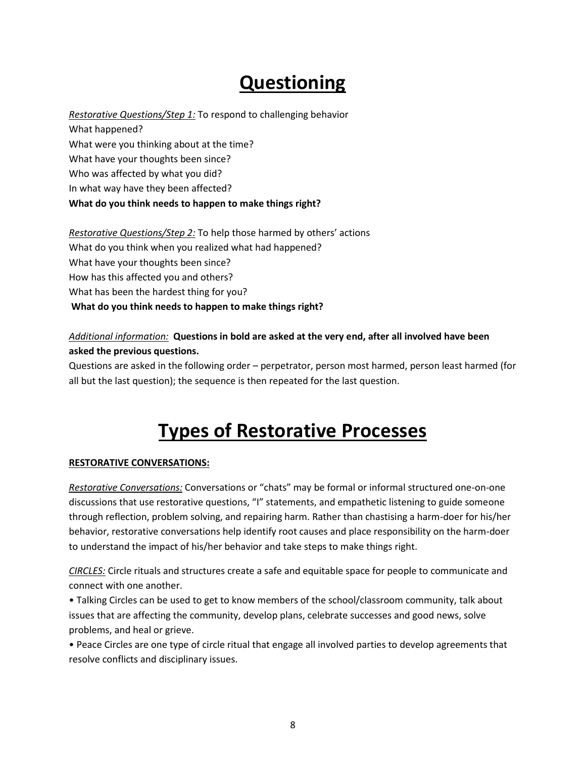# Questioning

*Restorative Questions/Step 1:* To respond to challenging behavior

What happened?

What were you thinking about at the time?

What have your thoughts been since?

Who was affected by what you did?

In what way have they been affected?

**What do you think needs to happen to make things right?**

*Restorative Questions/Step 2:* To help those harmed by others' actions

What do you think when you realized what had happened?

What have your thoughts been since?

How has this affected you and others?

What has been the hardest thing for you?

**What do you think needs to happen to make things right?**

*Additional information:* **Questions in bold are asked at the very end, after all involved have been asked the previous questions.**

Questions are asked in the following order – perpetrator, person most harmed, person least harmed (for all but the last question); the sequence is then repeated for the last question.

# Types of Restorative Processes

**RESTORATIVE CONVERSATIONS:**

*Restorative Conversations:* Conversations or "chats" may be formal or informal structured one-on-one discussions that use restorative questions, "I" statements, and empathetic listening to guide someone through reflection, problem solving, and repairing harm. Rather than chastising a harm-doer for his/her behavior, restorative conversations help identify root causes and place responsibility on the harm-doer to understand the impact of his/her behavior and take steps to make things right.

*CIRCLES:* Circle rituals and structures create a safe and equitable space for people to communicate and connect with one another.

- Talking Circles can be used to get to know members of the school/classroom community, talk about issues that are affecting the community, develop plans, celebrate successes and good news, solve problems, and heal or grieve.
- Peace Circles are one type of circle ritual that engage all involved parties to develop agreements that resolve conflicts and disciplinary issues.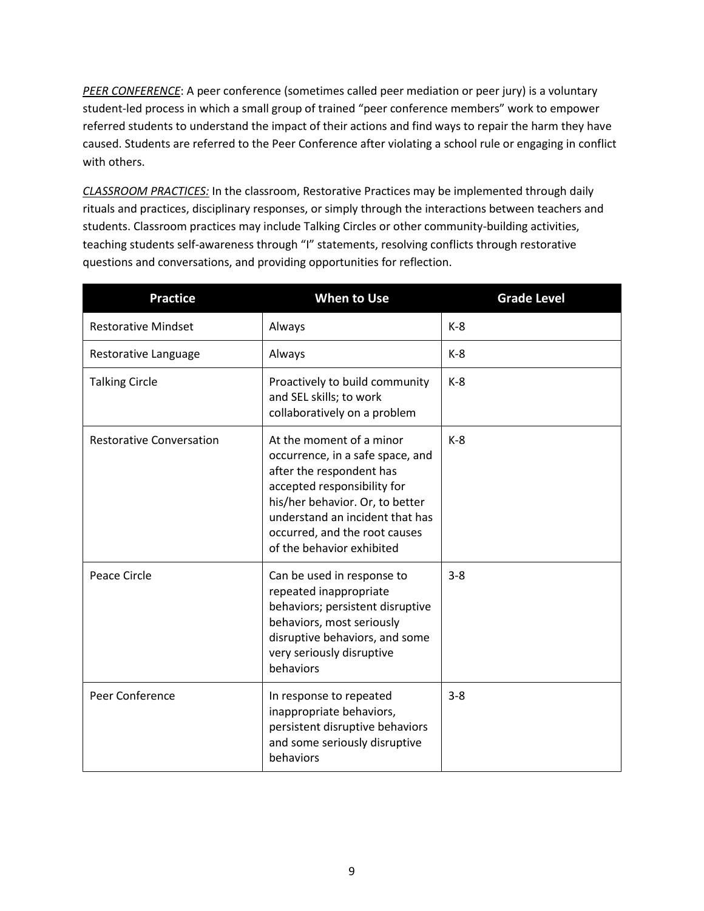***PEER CONFERENCE***: A peer conference (sometimes called peer mediation or peer jury) is a voluntary student-led process in which a small group of trained "peer conference members" work to empower referred students to understand the impact of their actions and find ways to repair the harm they have caused. Students are referred to the Peer Conference after violating a school rule or engaging in conflict with others.

***CLASSROOM PRACTICES:*** In the classroom, Restorative Practices may be implemented through daily rituals and practices, disciplinary responses, or simply through the interactions between teachers and students. Classroom practices may include Talking Circles or other community-building activities, teaching students self-awareness through "I" statements, resolving conflicts through restorative questions and conversations, and providing opportunities for reflection.

| Practice | When to Use | Grade Level |
|---|---|---|
| Restorative Mindset | Always | K-8 |
| Restorative Language | Always | K-8 |
| Talking Circle | Proactively to build community and SEL skills; to work collaboratively on a problem | K-8 |
| Restorative Conversation | At the moment of a minor occurrence, in a safe space, and after the respondent has accepted responsibility for his/her behavior. Or, to better understand an incident that has occurred, and the root causes of the behavior exhibited | K-8 |
| Peace Circle | Can be used in response to repeated inappropriate behaviors; persistent disruptive behaviors, most seriously disruptive behaviors, and some very seriously disruptive behaviors | 3-8 |
| Peer Conference | In response to repeated inappropriate behaviors, persistent disruptive behaviors and some seriously disruptive behaviors | 3-8 |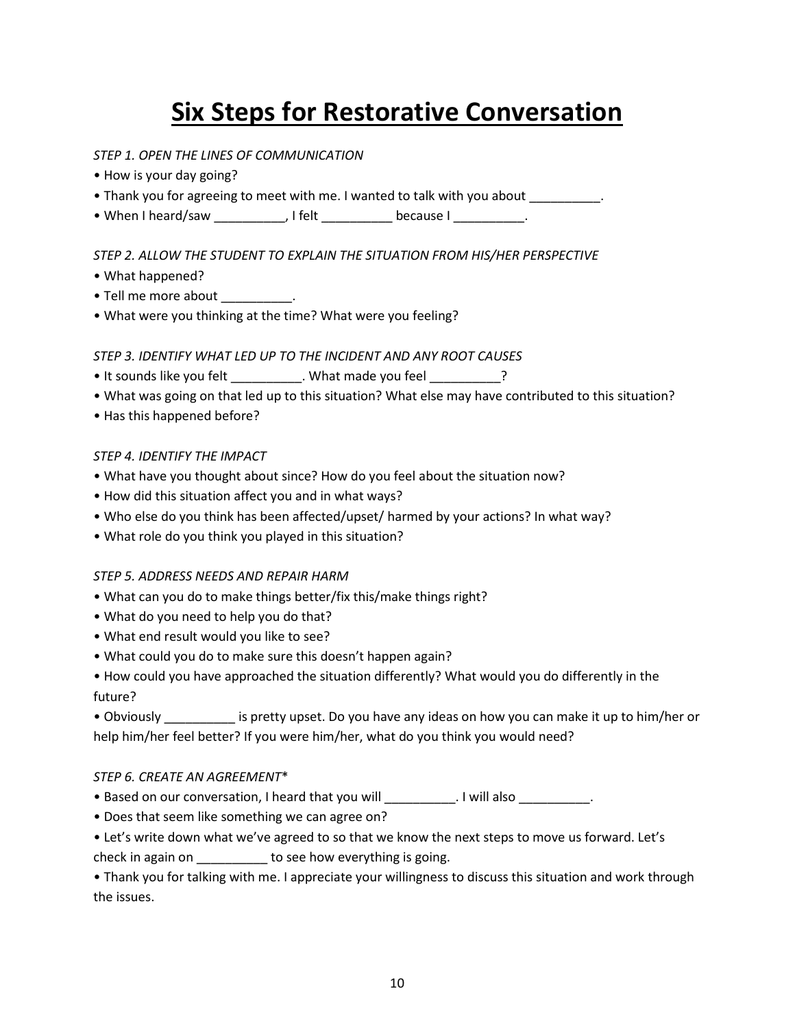# Six Steps for Restorative Conversation

*STEP 1. OPEN THE LINES OF COMMUNICATION*

- How is your day going?
- Thank you for agreeing to meet with me. I wanted to talk with you about __________.
- When I heard/saw __________, I felt __________ because I __________.

*STEP 2. ALLOW THE STUDENT TO EXPLAIN THE SITUATION FROM HIS/HER PERSPECTIVE*

- What happened?
- Tell me more about __________.
- What were you thinking at the time? What were you feeling?

*STEP 3. IDENTIFY WHAT LED UP TO THE INCIDENT AND ANY ROOT CAUSES*

- It sounds like you felt __________. What made you feel __________?
- What was going on that led up to this situation? What else may have contributed to this situation?
- Has this happened before?

*STEP 4. IDENTIFY THE IMPACT*

- What have you thought about since? How do you feel about the situation now?
- How did this situation affect you and in what ways?
- Who else do you think has been affected/upset/ harmed by your actions? In what way?
- What role do you think you played in this situation?

*STEP 5. ADDRESS NEEDS AND REPAIR HARM*

- What can you do to make things better/fix this/make things right?
- What do you need to help you do that?
- What end result would you like to see?
- What could you do to make sure this doesn't happen again?
- How could you have approached the situation differently? What would you do differently in the future?
- Obviously __________ is pretty upset. Do you have any ideas on how you can make it up to him/her or help him/her feel better? If you were him/her, what do you think you would need?

*STEP 6. CREATE AN AGREEMENT**

- Based on our conversation, I heard that you will __________. I will also __________.
- Does that seem like something we can agree on?
- Let's write down what we've agreed to so that we know the next steps to move us forward. Let's check in again on __________ to see how everything is going.
- Thank you for talking with me. I appreciate your willingness to discuss this situation and work through the issues.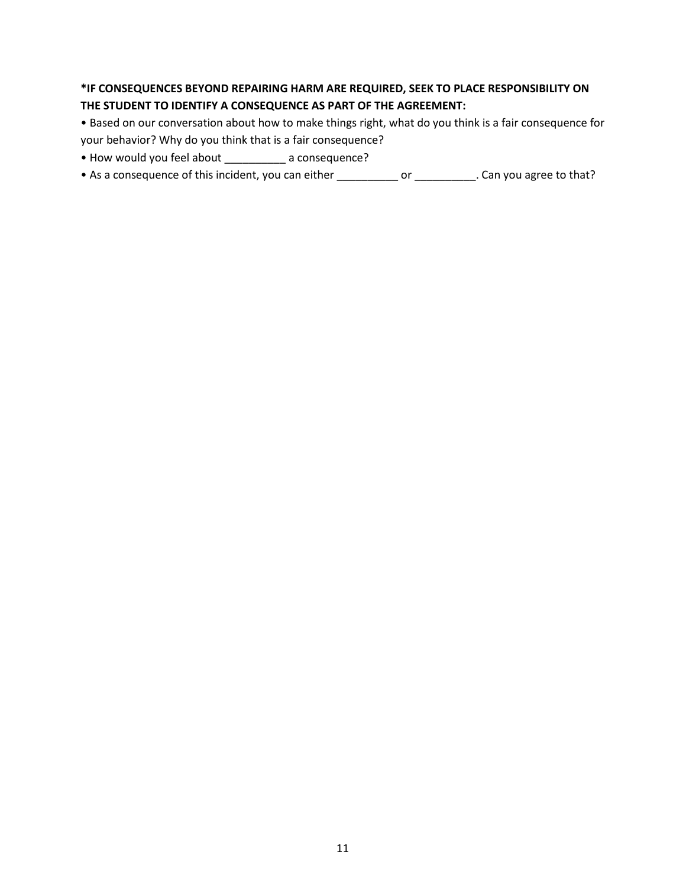**\*IF CONSEQUENCES BEYOND REPAIRING HARM ARE REQUIRED, SEEK TO PLACE RESPONSIBILITY ON THE STUDENT TO IDENTIFY A CONSEQUENCE AS PART OF THE AGREEMENT:**

- Based on our conversation about how to make things right, what do you think is a fair consequence for your behavior? Why do you think that is a fair consequence?
- How would you feel about __________ a consequence?
- As a consequence of this incident, you can either __________ or __________. Can you agree to that?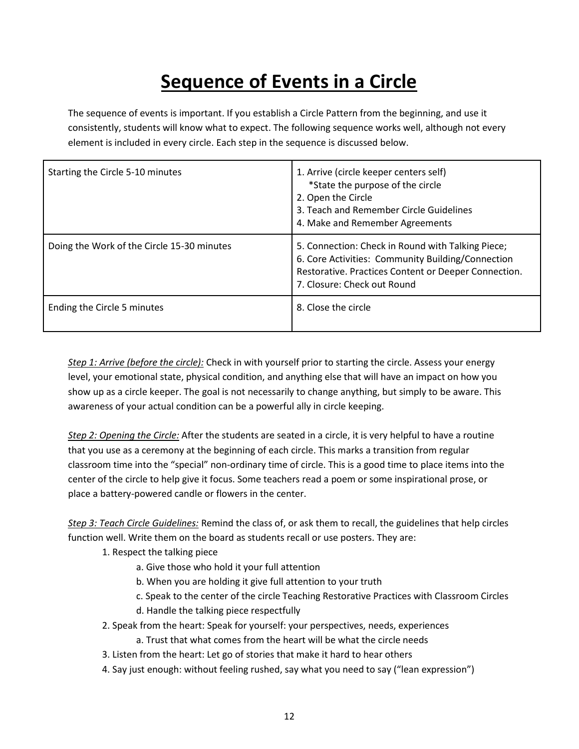# Sequence of Events in a Circle

The sequence of events is important. If you establish a Circle Pattern from the beginning, and use it consistently, students will know what to expect. The following sequence works well, although not every element is included in every circle. Each step in the sequence is discussed below.

| Phase | Steps |
|---|---|
| Starting the Circle 5-10 minutes | 1. Arrive (circle keeper centers self)<br>*State the purpose of the circle<br>2. Open the Circle<br>3. Teach and Remember Circle Guidelines<br>4. Make and Remember Agreements |
| Doing the Work of the Circle 15-30 minutes | 5. Connection: Check in Round with Talking Piece;<br>6. Core Activities: Community Building/Connection Restorative. Practices Content or Deeper Connection.<br>7. Closure: Check out Round |
| Ending the Circle 5 minutes | 8. Close the circle |

*Step 1: Arrive (before the circle):* Check in with yourself prior to starting the circle. Assess your energy level, your emotional state, physical condition, and anything else that will have an impact on how you show up as a circle keeper. The goal is not necessarily to change anything, but simply to be aware. This awareness of your actual condition can be a powerful ally in circle keeping.

*Step 2: Opening the Circle:* After the students are seated in a circle, it is very helpful to have a routine that you use as a ceremony at the beginning of each circle. This marks a transition from regular classroom time into the "special" non-ordinary time of circle. This is a good time to place items into the center of the circle to help give it focus. Some teachers read a poem or some inspirational prose, or place a battery-powered candle or flowers in the center.

*Step 3: Teach Circle Guidelines:* Remind the class of, or ask them to recall, the guidelines that help circles function well. Write them on the board as students recall or use posters. They are:

1. Respect the talking piece
    - a. Give those who hold it your full attention
    - b. When you are holding it give full attention to your truth
    - c. Speak to the center of the circle Teaching Restorative Practices with Classroom Circles
    - d. Handle the talking piece respectfully
2. Speak from the heart: Speak for yourself: your perspectives, needs, experiences
    - a. Trust that what comes from the heart will be what the circle needs
3. Listen from the heart: Let go of stories that make it hard to hear others
4. Say just enough: without feeling rushed, say what you need to say ("lean expression")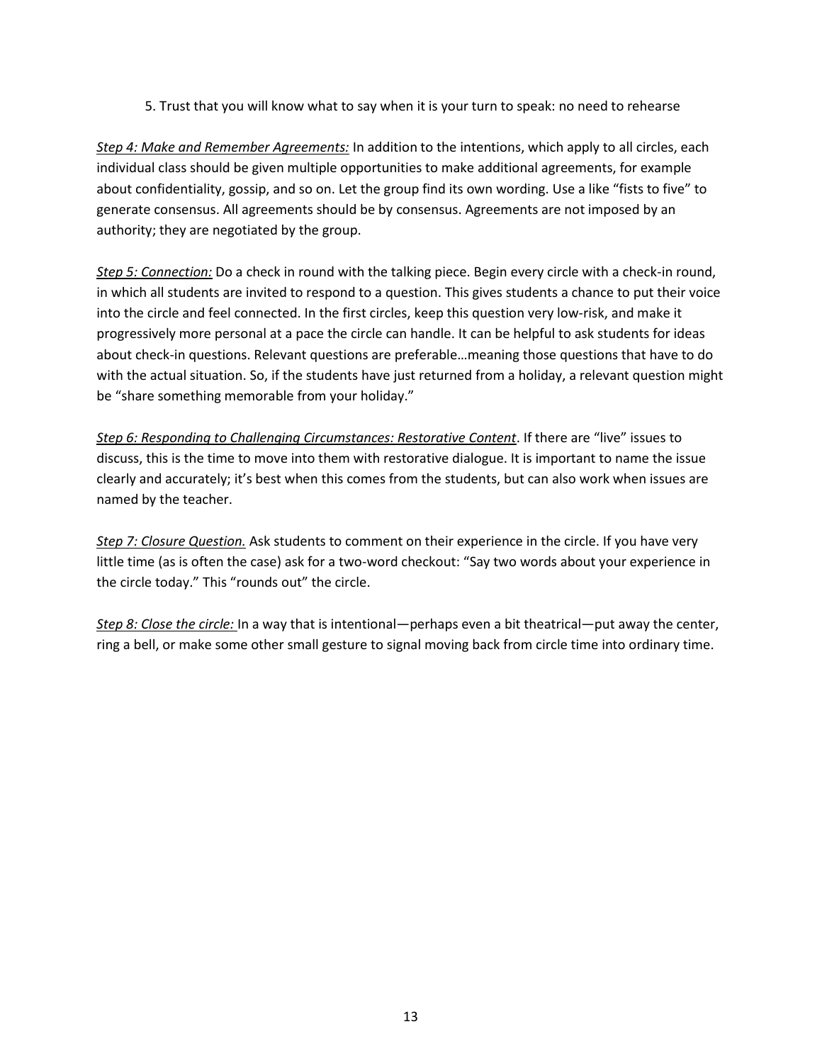5. Trust that you will know what to say when it is your turn to speak: no need to rehearse

*Step 4: Make and Remember Agreements:* In addition to the intentions, which apply to all circles, each individual class should be given multiple opportunities to make additional agreements, for example about confidentiality, gossip, and so on. Let the group find its own wording. Use a like "fists to five" to generate consensus. All agreements should be by consensus. Agreements are not imposed by an authority; they are negotiated by the group.

*Step 5: Connection:* Do a check in round with the talking piece. Begin every circle with a check-in round, in which all students are invited to respond to a question. This gives students a chance to put their voice into the circle and feel connected. In the first circles, keep this question very low-risk, and make it progressively more personal at a pace the circle can handle. It can be helpful to ask students for ideas about check-in questions. Relevant questions are preferable…meaning those questions that have to do with the actual situation. So, if the students have just returned from a holiday, a relevant question might be "share something memorable from your holiday."

*Step 6: Responding to Challenging Circumstances: Restorative Content*. If there are "live" issues to discuss, this is the time to move into them with restorative dialogue. It is important to name the issue clearly and accurately; it's best when this comes from the students, but can also work when issues are named by the teacher.

*Step 7: Closure Question.* Ask students to comment on their experience in the circle. If you have very little time (as is often the case) ask for a two-word checkout: "Say two words about your experience in the circle today." This "rounds out" the circle.

*Step 8: Close the circle:* In a way that is intentional—perhaps even a bit theatrical—put away the center, ring a bell, or make some other small gesture to signal moving back from circle time into ordinary time.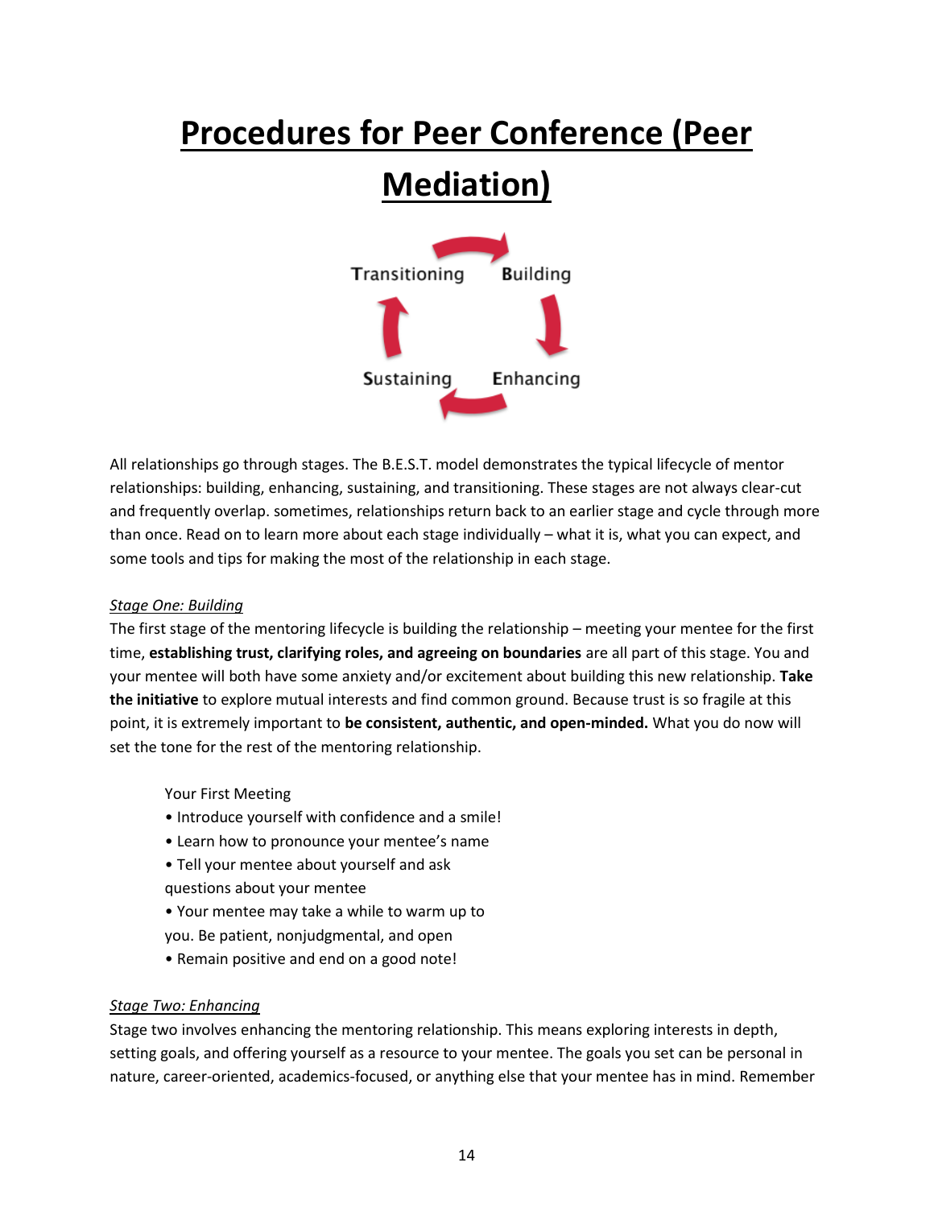# Procedures for Peer Conference (Peer Mediation)

Transitioning → Building → Enhancing → Sustaining

All relationships go through stages. The B.E.S.T. model demonstrates the typical lifecycle of mentor relationships: building, enhancing, sustaining, and transitioning. These stages are not always clear-cut and frequently overlap. sometimes, relationships return back to an earlier stage and cycle through more than once. Read on to learn more about each stage individually – what it is, what you can expect, and some tools and tips for making the most of the relationship in each stage.

*Stage One: Building*

The first stage of the mentoring lifecycle is building the relationship – meeting your mentee for the first time, **establishing trust, clarifying roles, and agreeing on boundaries** are all part of this stage. You and your mentee will both have some anxiety and/or excitement about building this new relationship. **Take the initiative** to explore mutual interests and find common ground. Because trust is so fragile at this point, it is extremely important to **be consistent, authentic, and open-minded.** What you do now will set the tone for the rest of the mentoring relationship.

Your First Meeting

- Introduce yourself with confidence and a smile!
- Learn how to pronounce your mentee's name
- Tell your mentee about yourself and ask questions about your mentee
- Your mentee may take a while to warm up to you. Be patient, nonjudgmental, and open
- Remain positive and end on a good note!

*Stage Two: Enhancing*

Stage two involves enhancing the mentoring relationship. This means exploring interests in depth, setting goals, and offering yourself as a resource to your mentee. The goals you set can be personal in nature, career-oriented, academics-focused, or anything else that your mentee has in mind. Remember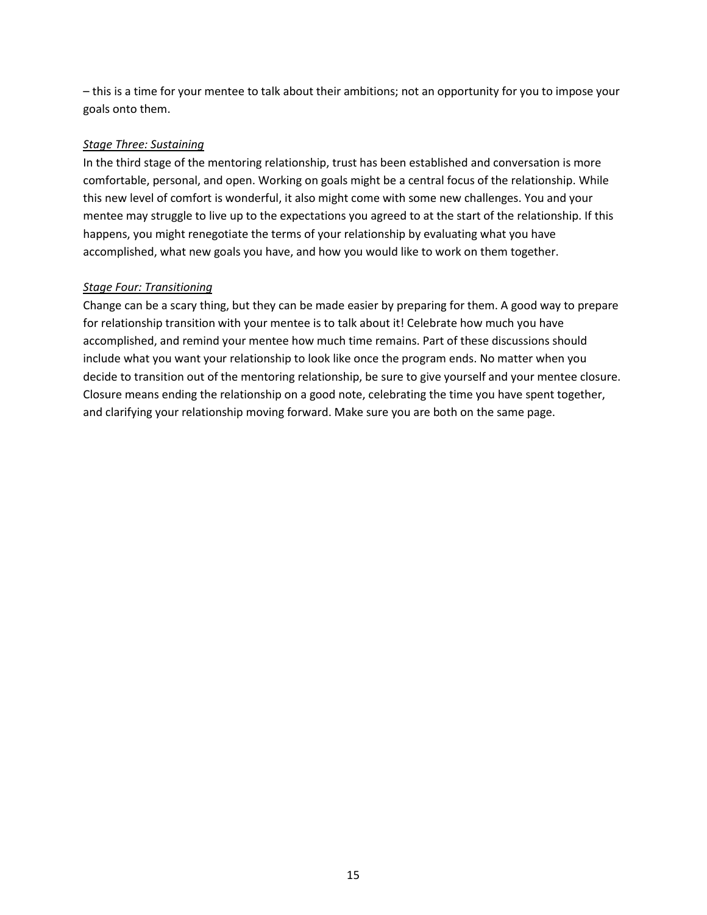– this is a time for your mentee to talk about their ambitions; not an opportunity for you to impose your goals onto them.

*Stage Three: Sustaining*

In the third stage of the mentoring relationship, trust has been established and conversation is more comfortable, personal, and open. Working on goals might be a central focus of the relationship. While this new level of comfort is wonderful, it also might come with some new challenges. You and your mentee may struggle to live up to the expectations you agreed to at the start of the relationship. If this happens, you might renegotiate the terms of your relationship by evaluating what you have accomplished, what new goals you have, and how you would like to work on them together.

*Stage Four: Transitioning*

Change can be a scary thing, but they can be made easier by preparing for them. A good way to prepare for relationship transition with your mentee is to talk about it! Celebrate how much you have accomplished, and remind your mentee how much time remains. Part of these discussions should include what you want your relationship to look like once the program ends. No matter when you decide to transition out of the mentoring relationship, be sure to give yourself and your mentee closure. Closure means ending the relationship on a good note, celebrating the time you have spent together, and clarifying your relationship moving forward. Make sure you are both on the same page.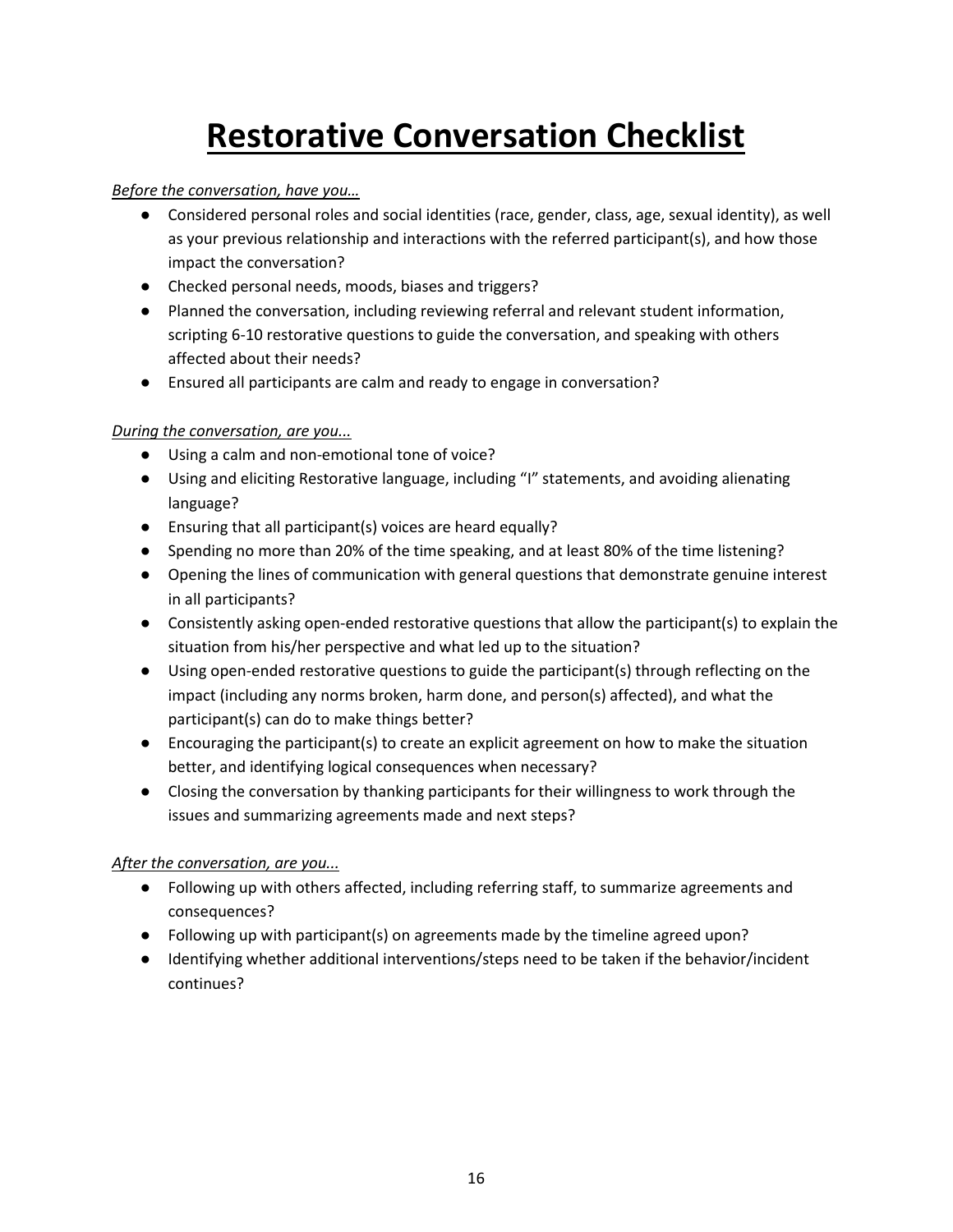# Restorative Conversation Checklist

*Before the conversation, have you…*

- Considered personal roles and social identities (race, gender, class, age, sexual identity), as well as your previous relationship and interactions with the referred participant(s), and how those impact the conversation?
- Checked personal needs, moods, biases and triggers?
- Planned the conversation, including reviewing referral and relevant student information, scripting 6-10 restorative questions to guide the conversation, and speaking with others affected about their needs?
- Ensured all participants are calm and ready to engage in conversation?

*During the conversation, are you...*

- Using a calm and non-emotional tone of voice?
- Using and eliciting Restorative language, including "I" statements, and avoiding alienating language?
- Ensuring that all participant(s) voices are heard equally?
- Spending no more than 20% of the time speaking, and at least 80% of the time listening?
- Opening the lines of communication with general questions that demonstrate genuine interest in all participants?
- Consistently asking open-ended restorative questions that allow the participant(s) to explain the situation from his/her perspective and what led up to the situation?
- Using open-ended restorative questions to guide the participant(s) through reflecting on the impact (including any norms broken, harm done, and person(s) affected), and what the participant(s) can do to make things better?
- Encouraging the participant(s) to create an explicit agreement on how to make the situation better, and identifying logical consequences when necessary?
- Closing the conversation by thanking participants for their willingness to work through the issues and summarizing agreements made and next steps?

*After the conversation, are you...*

- Following up with others affected, including referring staff, to summarize agreements and consequences?
- Following up with participant(s) on agreements made by the timeline agreed upon?
- Identifying whether additional interventions/steps need to be taken if the behavior/incident continues?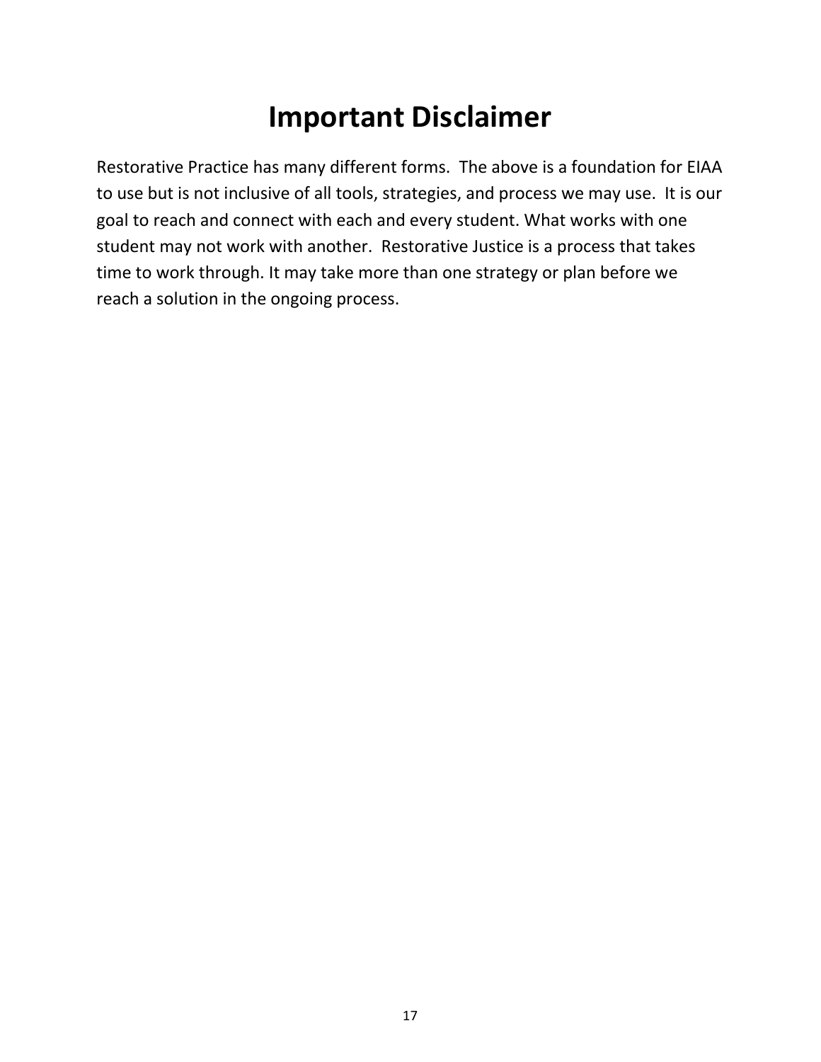# Important Disclaimer

Restorative Practice has many different forms. The above is a foundation for EIAA to use but is not inclusive of all tools, strategies, and process we may use. It is our goal to reach and connect with each and every student. What works with one student may not work with another. Restorative Justice is a process that takes time to work through. It may take more than one strategy or plan before we reach a solution in the ongoing process.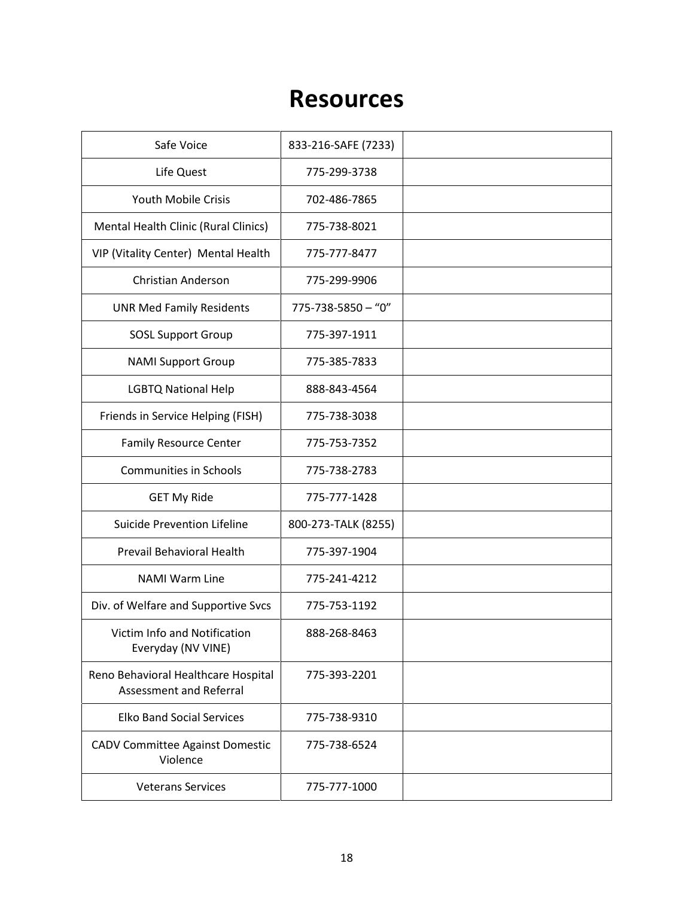# Resources

| | | |
|---|---|---|
| Safe Voice | 833-216-SAFE (7233) | |
| Life Quest | 775-299-3738 | |
| Youth Mobile Crisis | 702-486-7865 | |
| Mental Health Clinic (Rural Clinics) | 775-738-8021 | |
| VIP (Vitality Center) Mental Health | 775-777-8477 | |
| Christian Anderson | 775-299-9906 | |
| UNR Med Family Residents | 775-738-5850 – "0" | |
| SOSL Support Group | 775-397-1911 | |
| NAMI Support Group | 775-385-7833 | |
| LGBTQ National Help | 888-843-4564 | |
| Friends in Service Helping (FISH) | 775-738-3038 | |
| Family Resource Center | 775-753-7352 | |
| Communities in Schools | 775-738-2783 | |
| GET My Ride | 775-777-1428 | |
| Suicide Prevention Lifeline | 800-273-TALK (8255) | |
| Prevail Behavioral Health | 775-397-1904 | |
| NAMI Warm Line | 775-241-4212 | |
| Div. of Welfare and Supportive Svcs | 775-753-1192 | |
| Victim Info and Notification Everyday (NV VINE) | 888-268-8463 | |
| Reno Behavioral Healthcare Hospital Assessment and Referral | 775-393-2201 | |
| Elko Band Social Services | 775-738-9310 | |
| CADV Committee Against Domestic Violence | 775-738-6524 | |
| Veterans Services | 775-777-1000 | |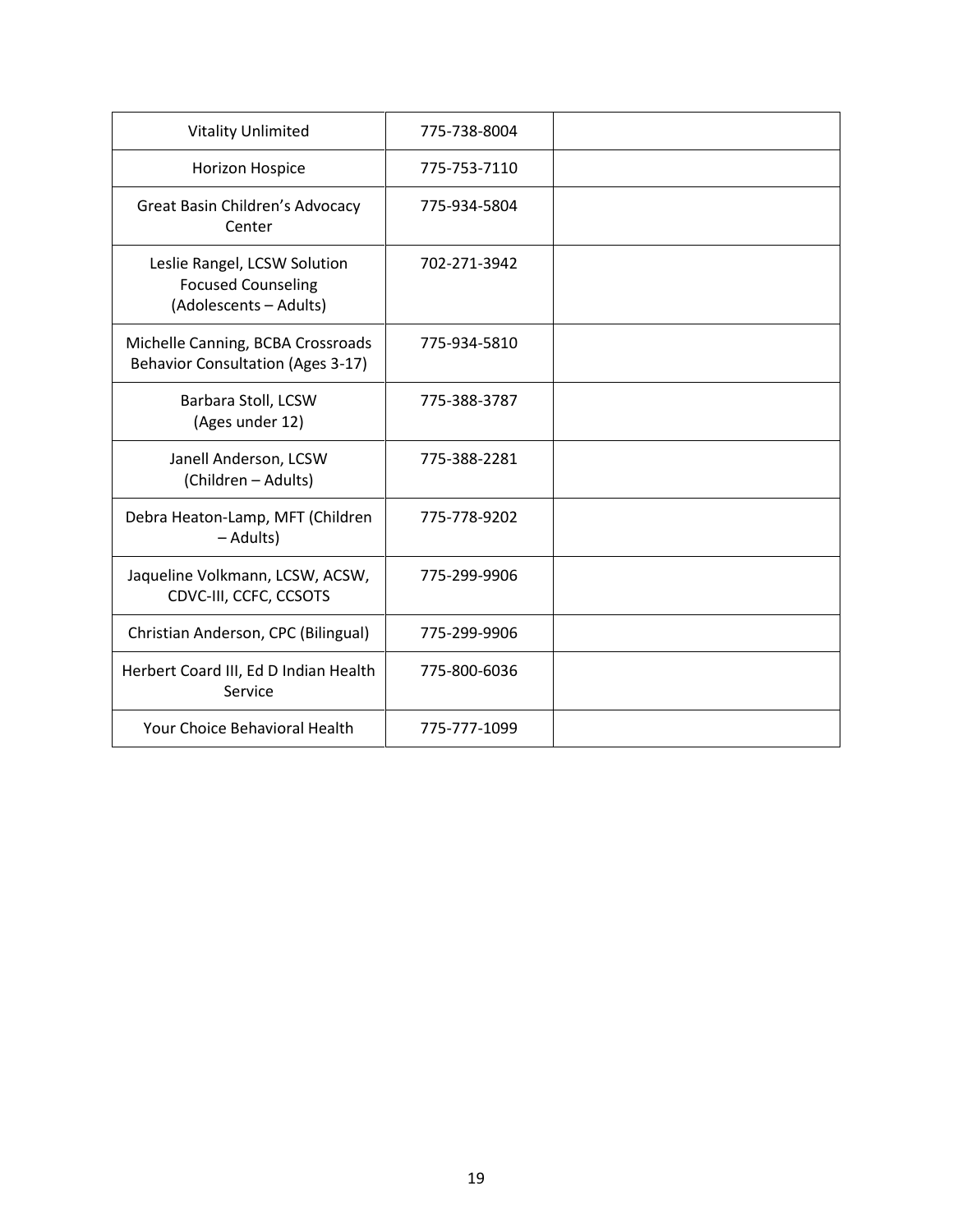| | | |
|---|---|---|
| Vitality Unlimited | 775-738-8004 | |
| Horizon Hospice | 775-753-7110 | |
| Great Basin Children's Advocacy Center | 775-934-5804 | |
| Leslie Rangel, LCSW Solution Focused Counseling (Adolescents – Adults) | 702-271-3942 | |
| Michelle Canning, BCBA Crossroads Behavior Consultation (Ages 3-17) | 775-934-5810 | |
| Barbara Stoll, LCSW (Ages under 12) | 775-388-3787 | |
| Janell Anderson, LCSW (Children – Adults) | 775-388-2281 | |
| Debra Heaton-Lamp, MFT (Children – Adults) | 775-778-9202 | |
| Jaqueline Volkmann, LCSW, ACSW, CDVC-III, CCFC, CCSOTS | 775-299-9906 | |
| Christian Anderson, CPC (Bilingual) | 775-299-9906 | |
| Herbert Coard III, Ed D Indian Health Service | 775-800-6036 | |
| Your Choice Behavioral Health | 775-777-1099 | |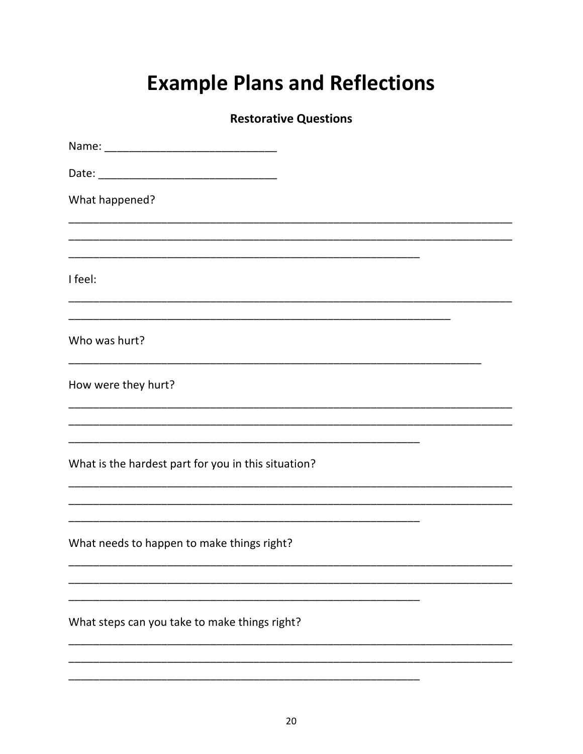# Example Plans and Reflections

**Restorative Questions**

Name: ___________________________

Date: ____________________________

What happened?

_____________________________________________________________________________

_____________________________________________________________________________

____________________________________________________________

I feel:

_____________________________________________________________________________

_________________________________________________________________

Who was hurt?

_______________________________________________________________________

How were they hurt?

_____________________________________________________________________________

_____________________________________________________________________________

____________________________________________________________

What is the hardest part for you in this situation?

_____________________________________________________________________________

_____________________________________________________________________________

____________________________________________________________

What needs to happen to make things right?

_____________________________________________________________________________

_____________________________________________________________________________

____________________________________________________________

What steps can you take to make things right?

_____________________________________________________________________________

_____________________________________________________________________________

____________________________________________________________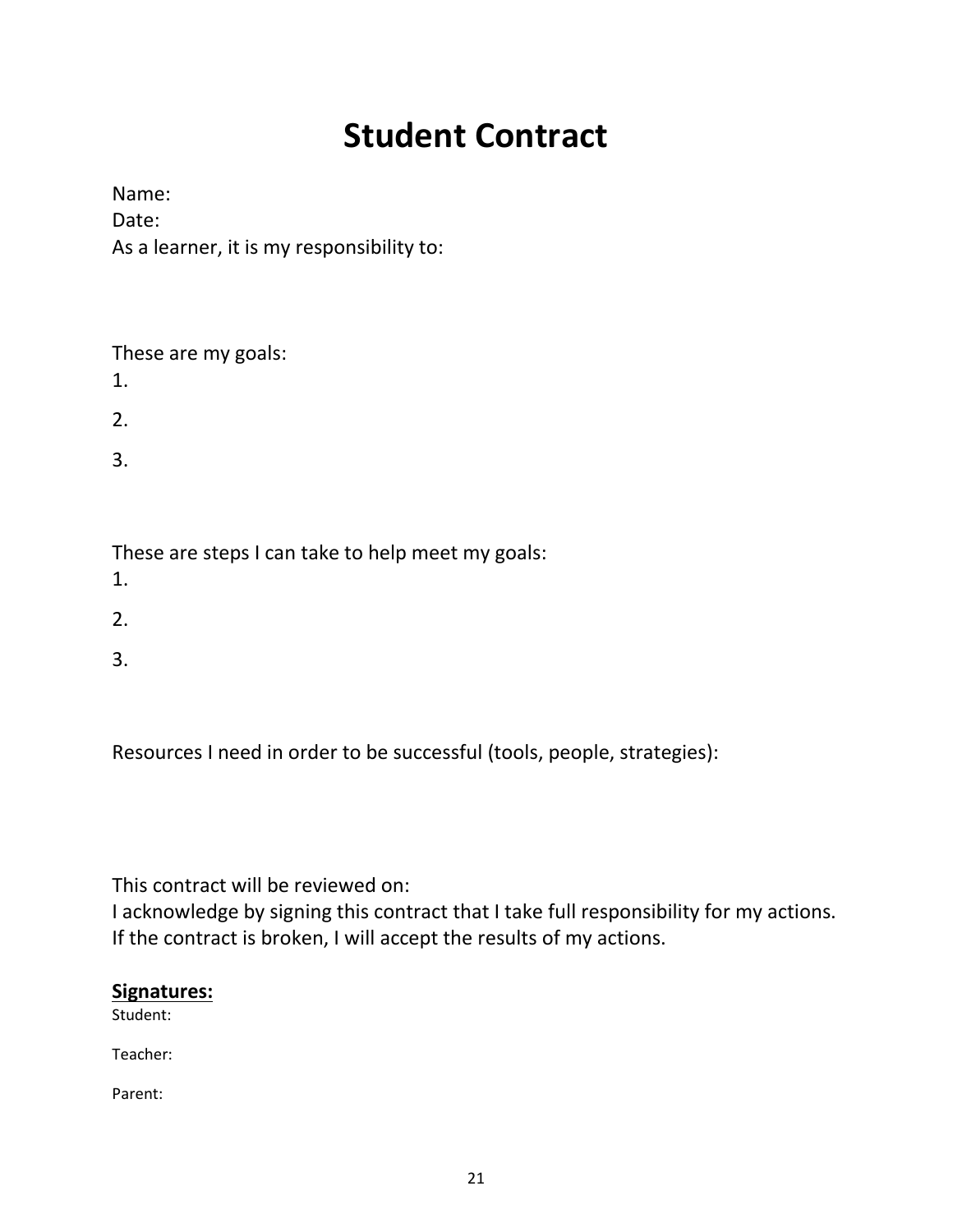# Student Contract

Name:

Date:

As a learner, it is my responsibility to:

These are my goals:

1.
2.
3.

These are steps I can take to help meet my goals:

1.
2.
3.

Resources I need in order to be successful (tools, people, strategies):

This contract will be reviewed on:

I acknowledge by signing this contract that I take full responsibility for my actions. If the contract is broken, I will accept the results of my actions.

**Signatures:**

Student:

Teacher:

Parent: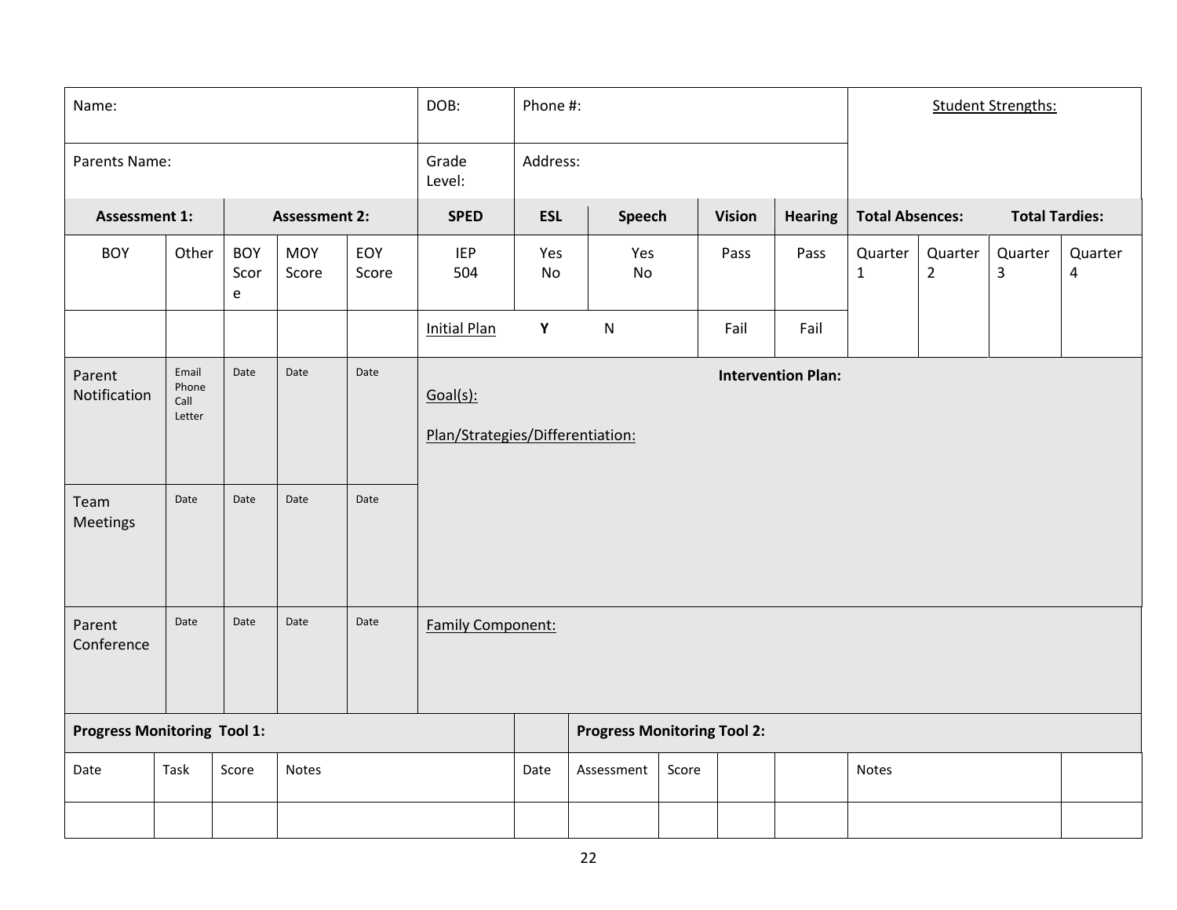| Name: | | | | | DOB: | Phone #: | | | | Student Strengths: | | | |
|---|---|---|---|---|---|---|---|---|---|---|---|---|---|
| Parents Name: | | | | | Grade Level: | Address: | | | | | | | |
| **Assessment 1:** | | **Assessment 2:** | | | **SPED** | **ESL** | **Speech** | **Vision** | **Hearing** | **Total Absences:** | | **Total Tardies:** | |
| BOY | Other | BOY Score | MOY Score | EOY Score | IEP 504 | Yes No | Yes No | Pass | Pass | Quarter 1 | Quarter 2 | Quarter 3 | Quarter 4 |
| | | | | | Initial Plan | **Y** | N | Fail | Fail | | | | |
| Parent Notification | Email Phone Call Letter | Date | Date | Date | **Intervention Plan:** Goal(s): Plan/Strategies/Differentiation: | | | | | | | | |
| Team Meetings | Date | Date | Date | Date | | | | | | | | | |
| Parent Conference | Date | Date | Date | Date | Family Component: | | | | | | | | |
| **Progress Monitoring Tool 1:** | | | | | | | **Progress Monitoring Tool 2:** | | | | | | |
| Date | Task | Score | Notes | | | Date | Assessment | Score | | | Notes | | |
| | | | | | | | | | | | | | |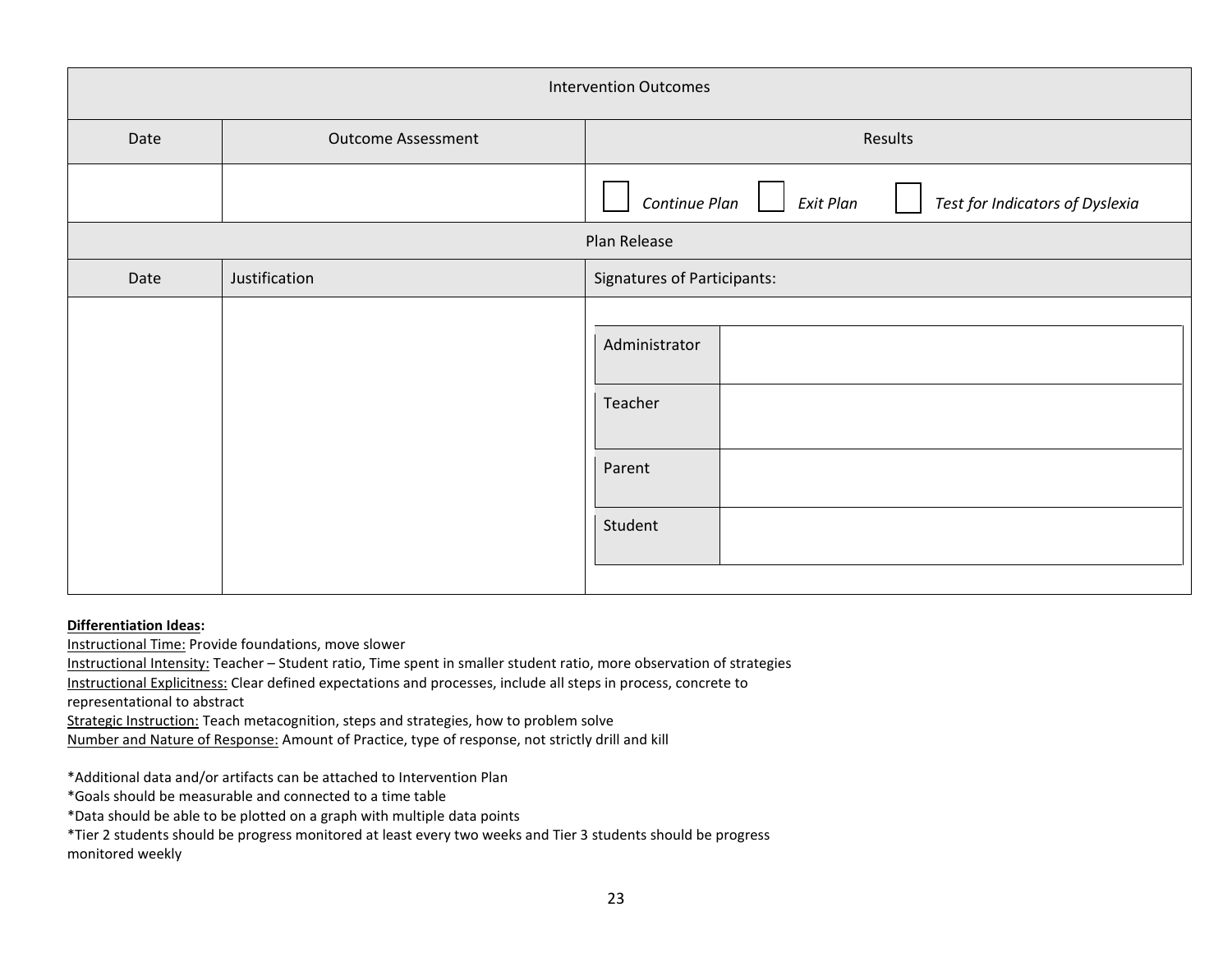| Intervention Outcomes | | |
|---|---|---|
| Date | Outcome Assessment | Results |
| | | ☐ *Continue Plan* ☐ *Exit Plan* ☐ *Test for Indicators of Dyslexia* |

| Plan Release | | | |
|---|---|---|---|
| Date | Justification | Signatures of Participants: | |
| | | Administrator | |
| | | Teacher | |
| | | Parent | |
| | | Student | |

**Differentiation Ideas:**

Instructional Time: Provide foundations, move slower
Instructional Intensity: Teacher – Student ratio, Time spent in smaller student ratio, more observation of strategies
Instructional Explicitness: Clear defined expectations and processes, include all steps in process, concrete to representational to abstract
Strategic Instruction: Teach metacognition, steps and strategies, how to problem solve
Number and Nature of Response: Amount of Practice, type of response, not strictly drill and kill

*Additional data and/or artifacts can be attached to Intervention Plan
*Goals should be measurable and connected to a time table
*Data should be able to be plotted on a graph with multiple data points
*Tier 2 students should be progress monitored at least every two weeks and Tier 3 students should be progress monitored weekly